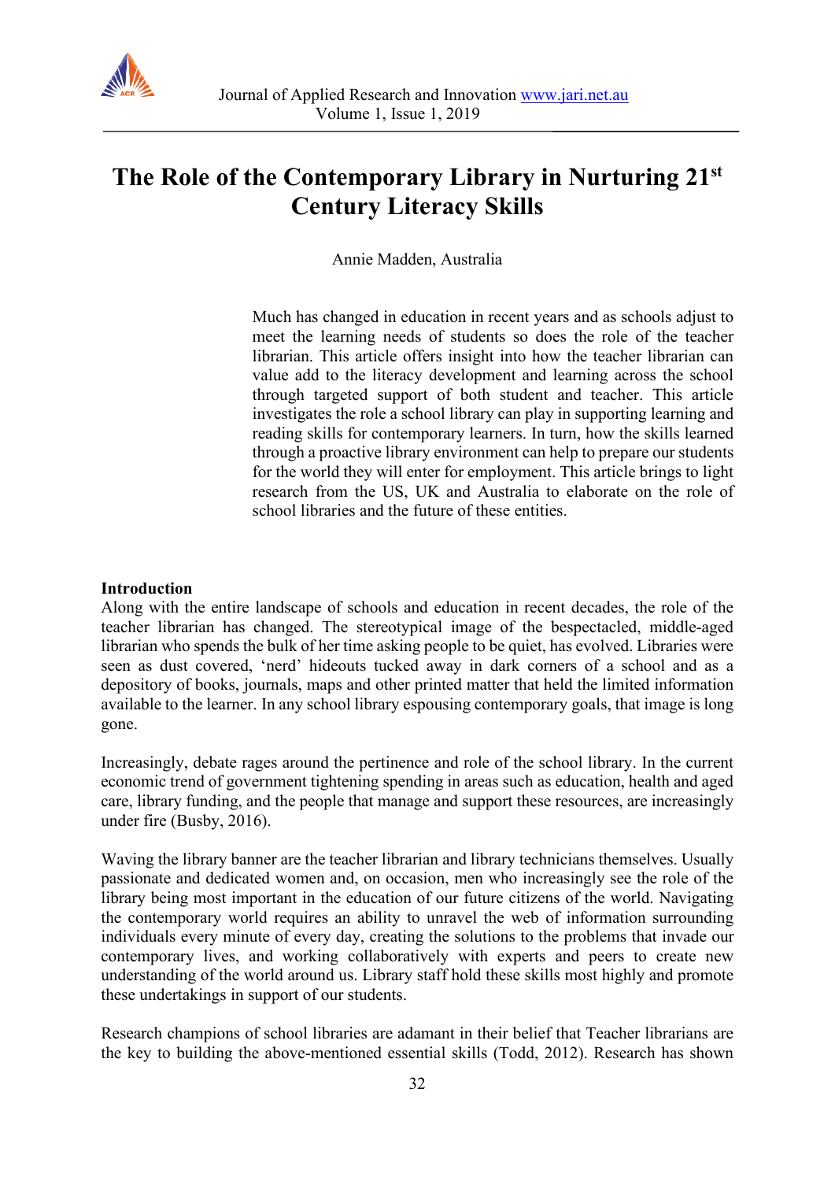# The Role of the Contemporary Library in Nurturing 21st Century Literacy Skills

Annie Madden, Australia

Much has changed in education in recent years and as schools adjust to meet the learning needs of students so does the role of the teacher librarian. This article offers insight into how the teacher librarian can value add to the literacy development and learning across the school through targeted support of both student and teacher. This article investigates the role a school library can play in supporting learning and reading skills for contemporary learners. In turn, how the skills learned through a proactive library environment can help to prepare our students for the world they will enter for employment. This article brings to light research from the US, UK and Australia to elaborate on the role of school libraries and the future of these entities.

## Introduction

Along with the entire landscape of schools and education in recent decades, the role of the teacher librarian has changed. The stereotypical image of the bespectacled, middle-aged librarian who spends the bulk of her time asking people to be quiet, has evolved. Libraries were seen as dust covered, 'nerd' hideouts tucked away in dark corners of a school and as a depository of books, journals, maps and other printed matter that held the limited information available to the learner. In any school library espousing contemporary goals, that image is long gone.

Increasingly, debate rages around the pertinence and role of the school library. In the current economic trend of government tightening spending in areas such as education, health and aged care, library funding, and the people that manage and support these resources, are increasingly under fire (Busby, 2016).

Waving the library banner are the teacher librarian and library technicians themselves. Usually passionate and dedicated women and, on occasion, men who increasingly see the role of the library being most important in the education of our future citizens of the world. Navigating the contemporary world requires an ability to unravel the web of information surrounding individuals every minute of every day, creating the solutions to the problems that invade our contemporary lives, and working collaboratively with experts and peers to create new understanding of the world around us. Library staff hold these skills most highly and promote these undertakings in support of our students.

Research champions of school libraries are adamant in their belief that Teacher librarians are the key to building the above-mentioned essential skills (Todd, 2012). Research has shown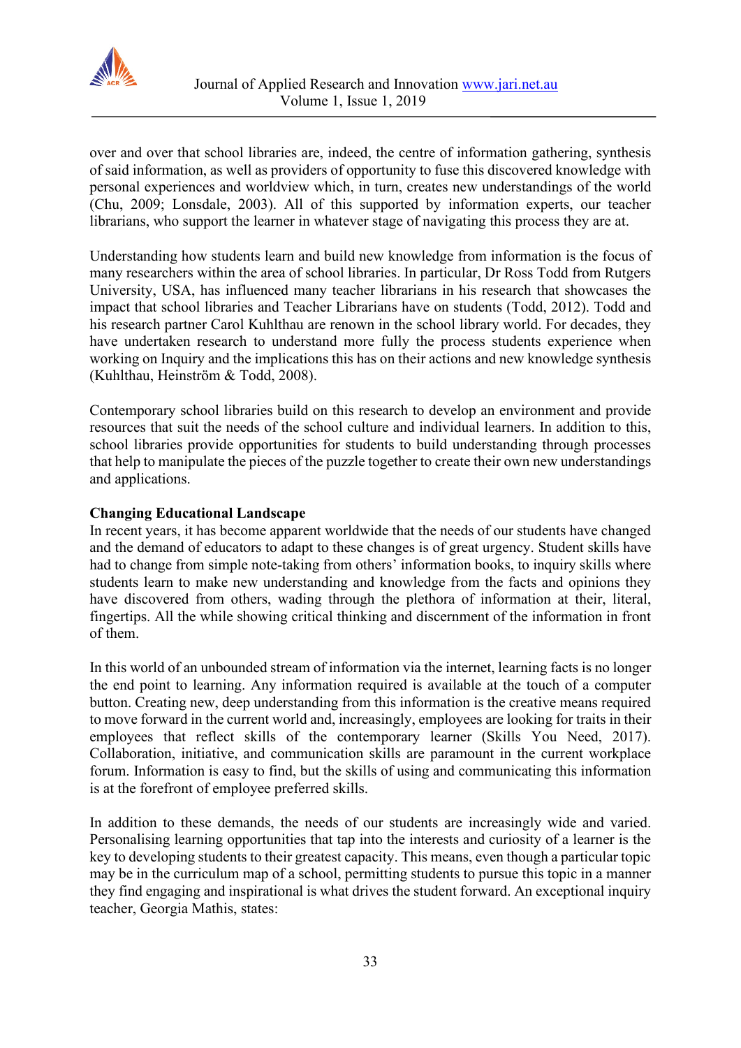over and over that school libraries are, indeed, the centre of information gathering, synthesis of said information, as well as providers of opportunity to fuse this discovered knowledge with personal experiences and worldview which, in turn, creates new understandings of the world (Chu, 2009; Lonsdale, 2003). All of this supported by information experts, our teacher librarians, who support the learner in whatever stage of navigating this process they are at.

Understanding how students learn and build new knowledge from information is the focus of many researchers within the area of school libraries. In particular, Dr Ross Todd from Rutgers University, USA, has influenced many teacher librarians in his research that showcases the impact that school libraries and Teacher Librarians have on students (Todd, 2012). Todd and his research partner Carol Kuhlthau are renown in the school library world. For decades, they have undertaken research to understand more fully the process students experience when working on Inquiry and the implications this has on their actions and new knowledge synthesis (Kuhlthau, Heinström & Todd, 2008).

Contemporary school libraries build on this research to develop an environment and provide resources that suit the needs of the school culture and individual learners. In addition to this, school libraries provide opportunities for students to build understanding through processes that help to manipulate the pieces of the puzzle together to create their own new understandings and applications.

**Changing Educational Landscape**

In recent years, it has become apparent worldwide that the needs of our students have changed and the demand of educators to adapt to these changes is of great urgency. Student skills have had to change from simple note-taking from others' information books, to inquiry skills where students learn to make new understanding and knowledge from the facts and opinions they have discovered from others, wading through the plethora of information at their, literal, fingertips. All the while showing critical thinking and discernment of the information in front of them.

In this world of an unbounded stream of information via the internet, learning facts is no longer the end point to learning. Any information required is available at the touch of a computer button. Creating new, deep understanding from this information is the creative means required to move forward in the current world and, increasingly, employees are looking for traits in their employees that reflect skills of the contemporary learner (Skills You Need, 2017). Collaboration, initiative, and communication skills are paramount in the current workplace forum. Information is easy to find, but the skills of using and communicating this information is at the forefront of employee preferred skills.

In addition to these demands, the needs of our students are increasingly wide and varied. Personalising learning opportunities that tap into the interests and curiosity of a learner is the key to developing students to their greatest capacity. This means, even though a particular topic may be in the curriculum map of a school, permitting students to pursue this topic in a manner they find engaging and inspirational is what drives the student forward. An exceptional inquiry teacher, Georgia Mathis, states: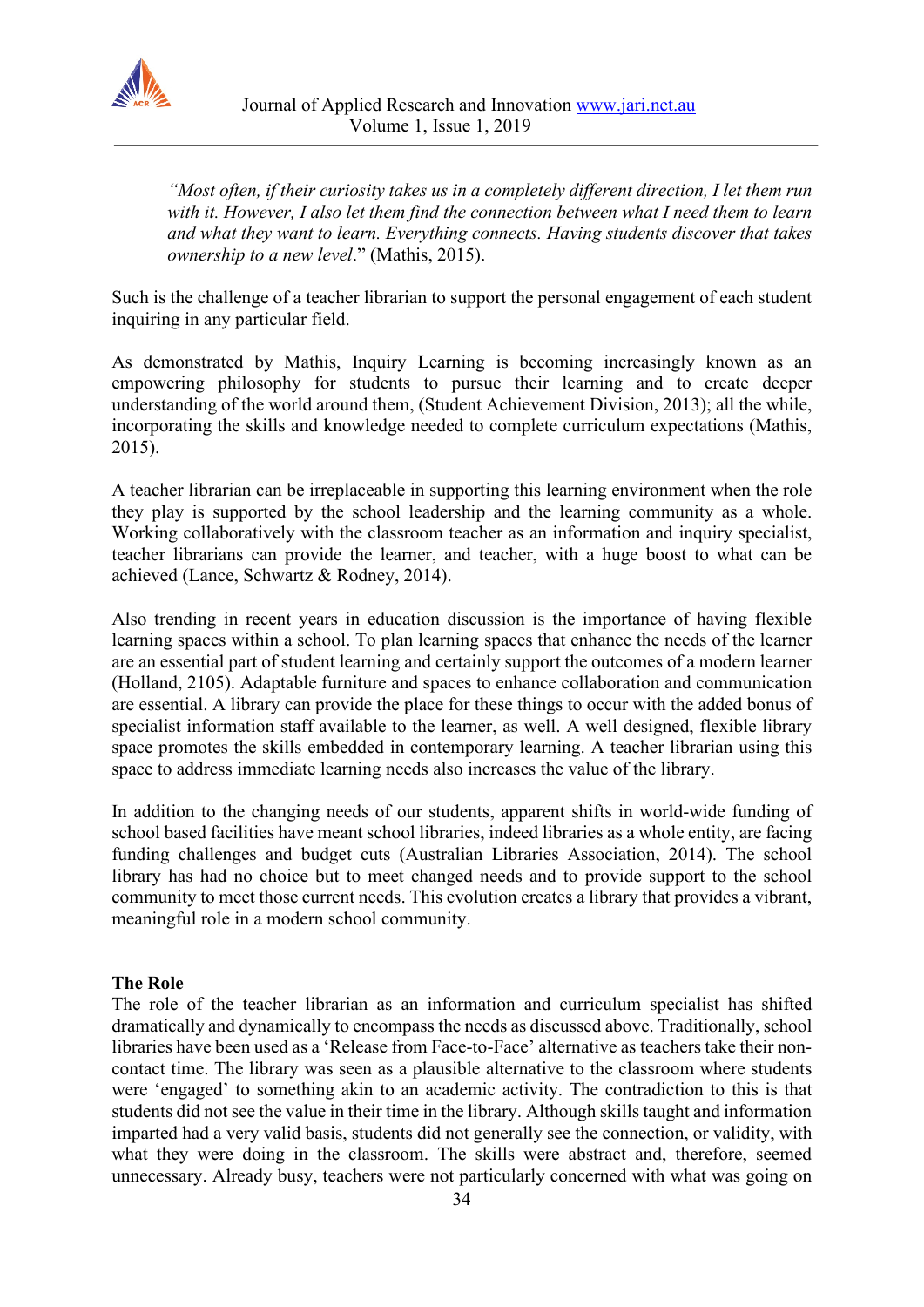*"Most often, if their curiosity takes us in a completely different direction, I let them run with it. However, I also let them find the connection between what I need them to learn and what they want to learn. Everything connects. Having students discover that takes ownership to a new level*." (Mathis, 2015).

Such is the challenge of a teacher librarian to support the personal engagement of each student inquiring in any particular field.

As demonstrated by Mathis, Inquiry Learning is becoming increasingly known as an empowering philosophy for students to pursue their learning and to create deeper understanding of the world around them, (Student Achievement Division, 2013); all the while, incorporating the skills and knowledge needed to complete curriculum expectations (Mathis, 2015).

A teacher librarian can be irreplaceable in supporting this learning environment when the role they play is supported by the school leadership and the learning community as a whole. Working collaboratively with the classroom teacher as an information and inquiry specialist, teacher librarians can provide the learner, and teacher, with a huge boost to what can be achieved (Lance, Schwartz & Rodney, 2014).

Also trending in recent years in education discussion is the importance of having flexible learning spaces within a school. To plan learning spaces that enhance the needs of the learner are an essential part of student learning and certainly support the outcomes of a modern learner (Holland, 2105). Adaptable furniture and spaces to enhance collaboration and communication are essential. A library can provide the place for these things to occur with the added bonus of specialist information staff available to the learner, as well. A well designed, flexible library space promotes the skills embedded in contemporary learning. A teacher librarian using this space to address immediate learning needs also increases the value of the library.

In addition to the changing needs of our students, apparent shifts in world-wide funding of school based facilities have meant school libraries, indeed libraries as a whole entity, are facing funding challenges and budget cuts (Australian Libraries Association, 2014). The school library has had no choice but to meet changed needs and to provide support to the school community to meet those current needs. This evolution creates a library that provides a vibrant, meaningful role in a modern school community.

**The Role**

The role of the teacher librarian as an information and curriculum specialist has shifted dramatically and dynamically to encompass the needs as discussed above. Traditionally, school libraries have been used as a 'Release from Face-to-Face' alternative as teachers take their non-contact time. The library was seen as a plausible alternative to the classroom where students were 'engaged' to something akin to an academic activity. The contradiction to this is that students did not see the value in their time in the library. Although skills taught and information imparted had a very valid basis, students did not generally see the connection, or validity, with what they were doing in the classroom. The skills were abstract and, therefore, seemed unnecessary. Already busy, teachers were not particularly concerned with what was going on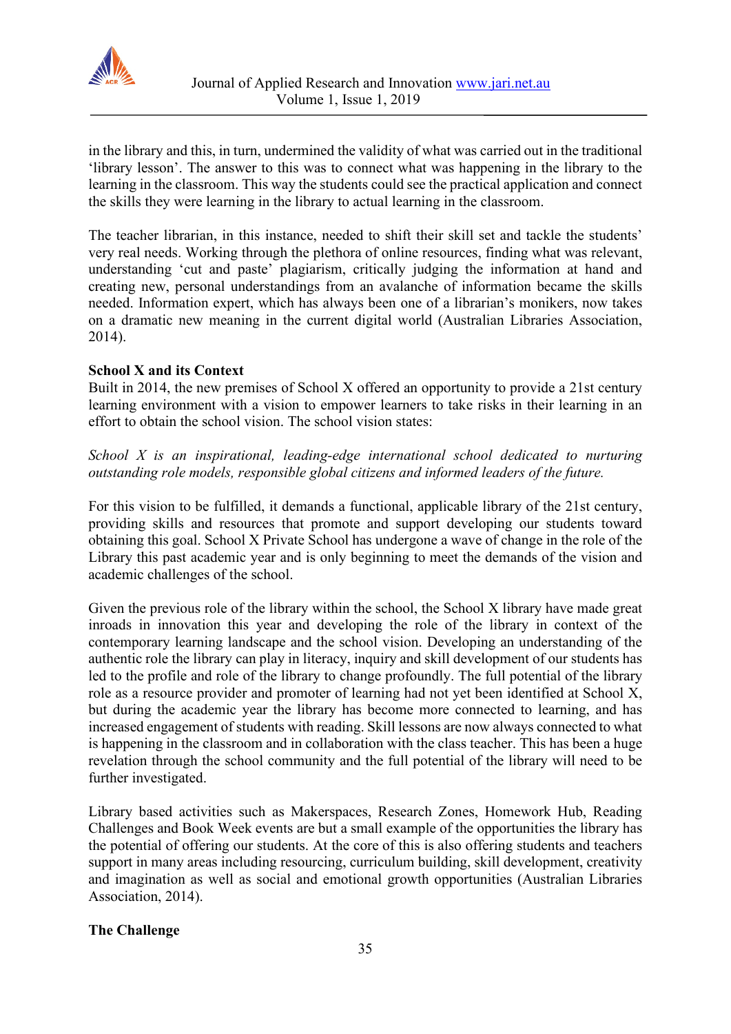in the library and this, in turn, undermined the validity of what was carried out in the traditional 'library lesson'. The answer to this was to connect what was happening in the library to the learning in the classroom. This way the students could see the practical application and connect the skills they were learning in the library to actual learning in the classroom.

The teacher librarian, in this instance, needed to shift their skill set and tackle the students' very real needs. Working through the plethora of online resources, finding what was relevant, understanding 'cut and paste' plagiarism, critically judging the information at hand and creating new, personal understandings from an avalanche of information became the skills needed. Information expert, which has always been one of a librarian's monikers, now takes on a dramatic new meaning in the current digital world (Australian Libraries Association, 2014).

**School X and its Context**

Built in 2014, the new premises of School X offered an opportunity to provide a 21st century learning environment with a vision to empower learners to take risks in their learning in an effort to obtain the school vision. The school vision states:

*School X is an inspirational, leading-edge international school dedicated to nurturing outstanding role models, responsible global citizens and informed leaders of the future.*

For this vision to be fulfilled, it demands a functional, applicable library of the 21st century, providing skills and resources that promote and support developing our students toward obtaining this goal. School X Private School has undergone a wave of change in the role of the Library this past academic year and is only beginning to meet the demands of the vision and academic challenges of the school.

Given the previous role of the library within the school, the School X library have made great inroads in innovation this year and developing the role of the library in context of the contemporary learning landscape and the school vision. Developing an understanding of the authentic role the library can play in literacy, inquiry and skill development of our students has led to the profile and role of the library to change profoundly. The full potential of the library role as a resource provider and promoter of learning had not yet been identified at School X, but during the academic year the library has become more connected to learning, and has increased engagement of students with reading. Skill lessons are now always connected to what is happening in the classroom and in collaboration with the class teacher. This has been a huge revelation through the school community and the full potential of the library will need to be further investigated.

Library based activities such as Makerspaces, Research Zones, Homework Hub, Reading Challenges and Book Week events are but a small example of the opportunities the library has the potential of offering our students. At the core of this is also offering students and teachers support in many areas including resourcing, curriculum building, skill development, creativity and imagination as well as social and emotional growth opportunities (Australian Libraries Association, 2014).

**The Challenge**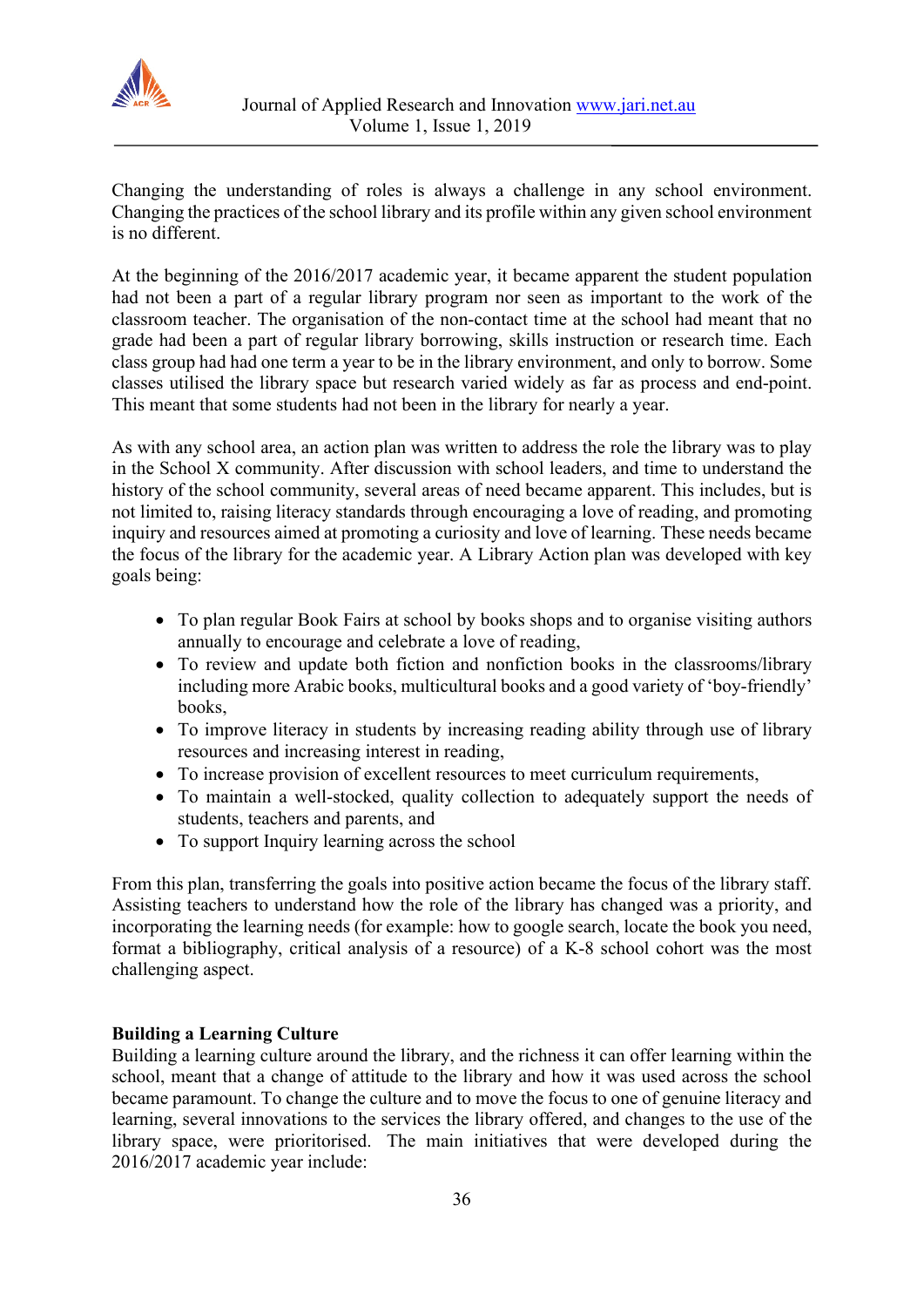Changing the understanding of roles is always a challenge in any school environment. Changing the practices of the school library and its profile within any given school environment is no different.

At the beginning of the 2016/2017 academic year, it became apparent the student population had not been a part of a regular library program nor seen as important to the work of the classroom teacher. The organisation of the non-contact time at the school had meant that no grade had been a part of regular library borrowing, skills instruction or research time. Each class group had had one term a year to be in the library environment, and only to borrow. Some classes utilised the library space but research varied widely as far as process and end-point. This meant that some students had not been in the library for nearly a year.

As with any school area, an action plan was written to address the role the library was to play in the School X community. After discussion with school leaders, and time to understand the history of the school community, several areas of need became apparent. This includes, but is not limited to, raising literacy standards through encouraging a love of reading, and promoting inquiry and resources aimed at promoting a curiosity and love of learning. These needs became the focus of the library for the academic year. A Library Action plan was developed with key goals being:

- To plan regular Book Fairs at school by books shops and to organise visiting authors annually to encourage and celebrate a love of reading,
- To review and update both fiction and nonfiction books in the classrooms/library including more Arabic books, multicultural books and a good variety of 'boy-friendly' books,
- To improve literacy in students by increasing reading ability through use of library resources and increasing interest in reading,
- To increase provision of excellent resources to meet curriculum requirements,
- To maintain a well-stocked, quality collection to adequately support the needs of students, teachers and parents, and
- To support Inquiry learning across the school

From this plan, transferring the goals into positive action became the focus of the library staff. Assisting teachers to understand how the role of the library has changed was a priority, and incorporating the learning needs (for example: how to google search, locate the book you need, format a bibliography, critical analysis of a resource) of a K-8 school cohort was the most challenging aspect.

**Building a Learning Culture**

Building a learning culture around the library, and the richness it can offer learning within the school, meant that a change of attitude to the library and how it was used across the school became paramount. To change the culture and to move the focus to one of genuine literacy and learning, several innovations to the services the library offered, and changes to the use of the library space, were prioritised. The main initiatives that were developed during the 2016/2017 academic year include: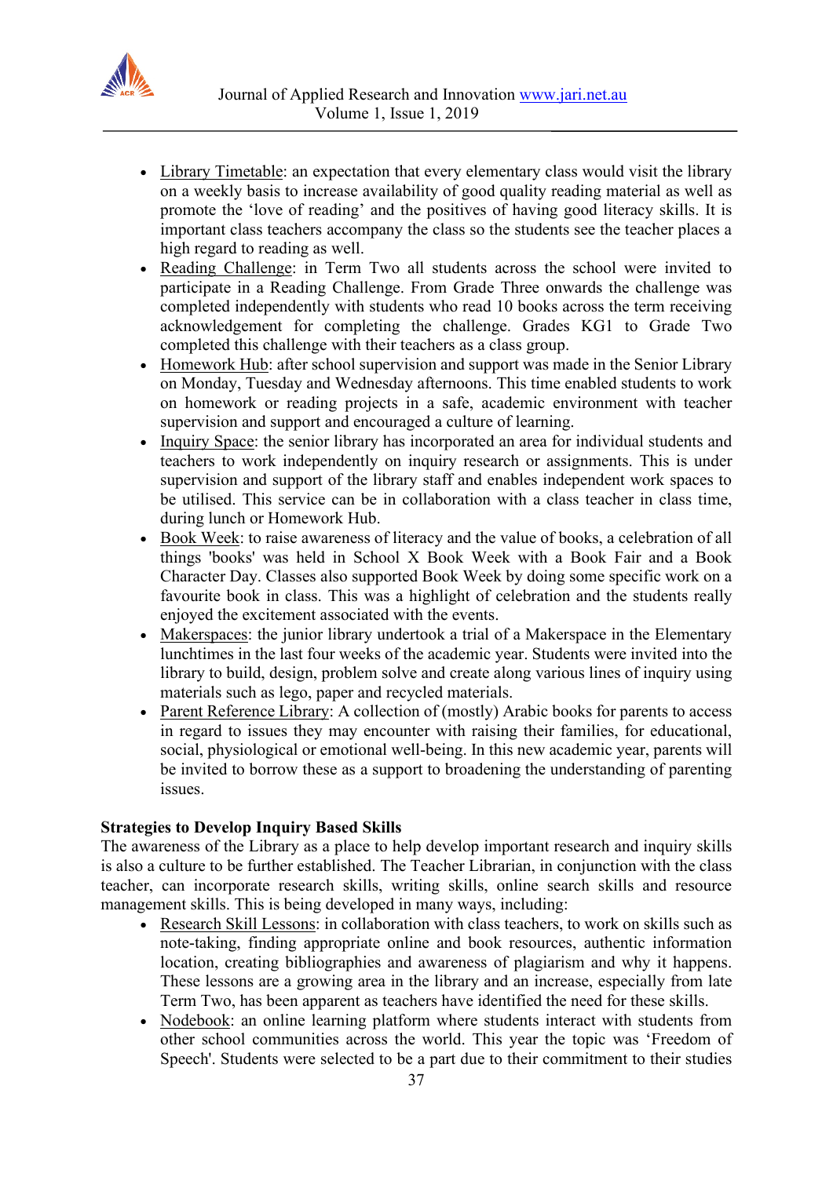- Library Timetable: an expectation that every elementary class would visit the library on a weekly basis to increase availability of good quality reading material as well as promote the 'love of reading' and the positives of having good literacy skills. It is important class teachers accompany the class so the students see the teacher places a high regard to reading as well.
- Reading Challenge: in Term Two all students across the school were invited to participate in a Reading Challenge. From Grade Three onwards the challenge was completed independently with students who read 10 books across the term receiving acknowledgement for completing the challenge. Grades KG1 to Grade Two completed this challenge with their teachers as a class group.
- Homework Hub: after school supervision and support was made in the Senior Library on Monday, Tuesday and Wednesday afternoons. This time enabled students to work on homework or reading projects in a safe, academic environment with teacher supervision and support and encouraged a culture of learning.
- Inquiry Space: the senior library has incorporated an area for individual students and teachers to work independently on inquiry research or assignments. This is under supervision and support of the library staff and enables independent work spaces to be utilised. This service can be in collaboration with a class teacher in class time, during lunch or Homework Hub.
- Book Week: to raise awareness of literacy and the value of books, a celebration of all things 'books' was held in School X Book Week with a Book Fair and a Book Character Day. Classes also supported Book Week by doing some specific work on a favourite book in class. This was a highlight of celebration and the students really enjoyed the excitement associated with the events.
- Makerspaces: the junior library undertook a trial of a Makerspace in the Elementary lunchtimes in the last four weeks of the academic year. Students were invited into the library to build, design, problem solve and create along various lines of inquiry using materials such as lego, paper and recycled materials.
- Parent Reference Library: A collection of (mostly) Arabic books for parents to access in regard to issues they may encounter with raising their families, for educational, social, physiological or emotional well-being. In this new academic year, parents will be invited to borrow these as a support to broadening the understanding of parenting issues.

**Strategies to Develop Inquiry Based Skills**

The awareness of the Library as a place to help develop important research and inquiry skills is also a culture to be further established. The Teacher Librarian, in conjunction with the class teacher, can incorporate research skills, writing skills, online search skills and resource management skills. This is being developed in many ways, including:

- Research Skill Lessons: in collaboration with class teachers, to work on skills such as note-taking, finding appropriate online and book resources, authentic information location, creating bibliographies and awareness of plagiarism and why it happens. These lessons are a growing area in the library and an increase, especially from late Term Two, has been apparent as teachers have identified the need for these skills.
- Nodebook: an online learning platform where students interact with students from other school communities across the world. This year the topic was 'Freedom of Speech'. Students were selected to be a part due to their commitment to their studies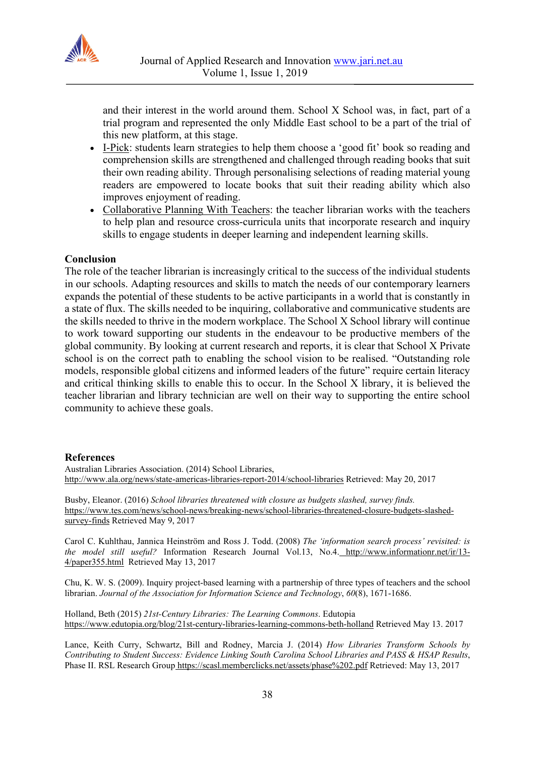and their interest in the world around them. School X School was, in fact, part of a trial program and represented the only Middle East school to be a part of the trial of this new platform, at this stage.

- I-Pick: students learn strategies to help them choose a 'good fit' book so reading and comprehension skills are strengthened and challenged through reading books that suit their own reading ability. Through personalising selections of reading material young readers are empowered to locate books that suit their reading ability which also improves enjoyment of reading.
- Collaborative Planning With Teachers: the teacher librarian works with the teachers to help plan and resource cross-curricula units that incorporate research and inquiry skills to engage students in deeper learning and independent learning skills.

## Conclusion

The role of the teacher librarian is increasingly critical to the success of the individual students in our schools. Adapting resources and skills to match the needs of our contemporary learners expands the potential of these students to be active participants in a world that is constantly in a state of flux. The skills needed to be inquiring, collaborative and communicative students are the skills needed to thrive in the modern workplace. The School X School library will continue to work toward supporting our students in the endeavour to be productive members of the global community. By looking at current research and reports, it is clear that School X Private school is on the correct path to enabling the school vision to be realised. "Outstanding role models, responsible global citizens and informed leaders of the future" require certain literacy and critical thinking skills to enable this to occur. In the School X library, it is believed the teacher librarian and library technician are well on their way to supporting the entire school community to achieve these goals.

## References

Australian Libraries Association. (2014) School Libraries, http://www.ala.org/news/state-americas-libraries-report-2014/school-libraries Retrieved: May 20, 2017

Busby, Eleanor. (2016) *School libraries threatened with closure as budgets slashed, survey finds.* https://www.tes.com/news/school-news/breaking-news/school-libraries-threatened-closure-budgets-slashed-survey-finds Retrieved May 9, 2017

Carol C. Kuhlthau, Jannica Heinström and Ross J. Todd. (2008) *The 'information search process' revisited: is the model still useful?* Information Research Journal Vol.13, No.4. http://www.informationr.net/ir/13-4/paper355.html Retrieved May 13, 2017

Chu, K. W. S. (2009). Inquiry project-based learning with a partnership of three types of teachers and the school librarian. *Journal of the Association for Information Science and Technology*, *60*(8), 1671-1686.

Holland, Beth (2015) *21st-Century Libraries: The Learning Commons*. Edutopia https://www.edutopia.org/blog/21st-century-libraries-learning-commons-beth-holland Retrieved May 13. 2017

Lance, Keith Curry, Schwartz, Bill and Rodney, Marcia J. (2014) *How Libraries Transform Schools by Contributing to Student Success: Evidence Linking South Carolina School Libraries and PASS & HSAP Results*, Phase II. RSL Research Group https://scasl.memberclicks.net/assets/phase%202.pdf Retrieved: May 13, 2017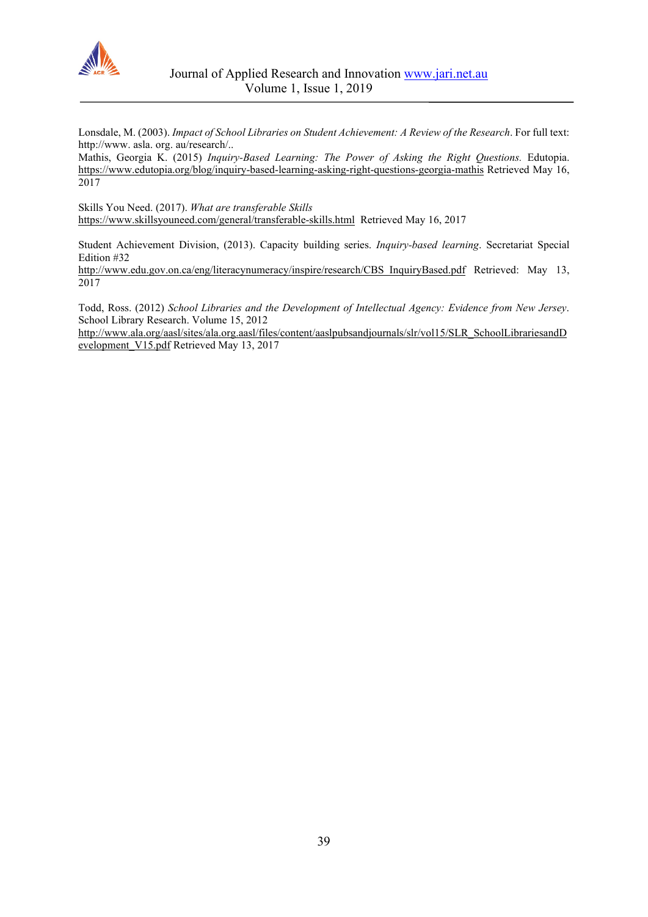Lonsdale, M. (2003). *Impact of School Libraries on Student Achievement: A Review of the Research*. For full text: http://www. asla. org. au/research/..

Mathis, Georgia K. (2015) *Inquiry-Based Learning: The Power of Asking the Right Questions.* Edutopia. https://www.edutopia.org/blog/inquiry-based-learning-asking-right-questions-georgia-mathis Retrieved May 16, 2017

Skills You Need. (2017). *What are transferable Skills*
https://www.skillsyouneed.com/general/transferable-skills.html Retrieved May 16, 2017

Student Achievement Division, (2013). Capacity building series. *Inquiry-based learning*. Secretariat Special Edition #32
http://www.edu.gov.on.ca/eng/literacynumeracy/inspire/research/CBS_InquiryBased.pdf Retrieved: May 13, 2017

Todd, Ross. (2012) *School Libraries and the Development of Intellectual Agency: Evidence from New Jersey*. School Library Research. Volume 15, 2012
http://www.ala.org/aasl/sites/ala.org.aasl/files/content/aaslpubsandjournals/slr/vol15/SLR_SchoolLibrariesandDevelopment_V15.pdf Retrieved May 13, 2017